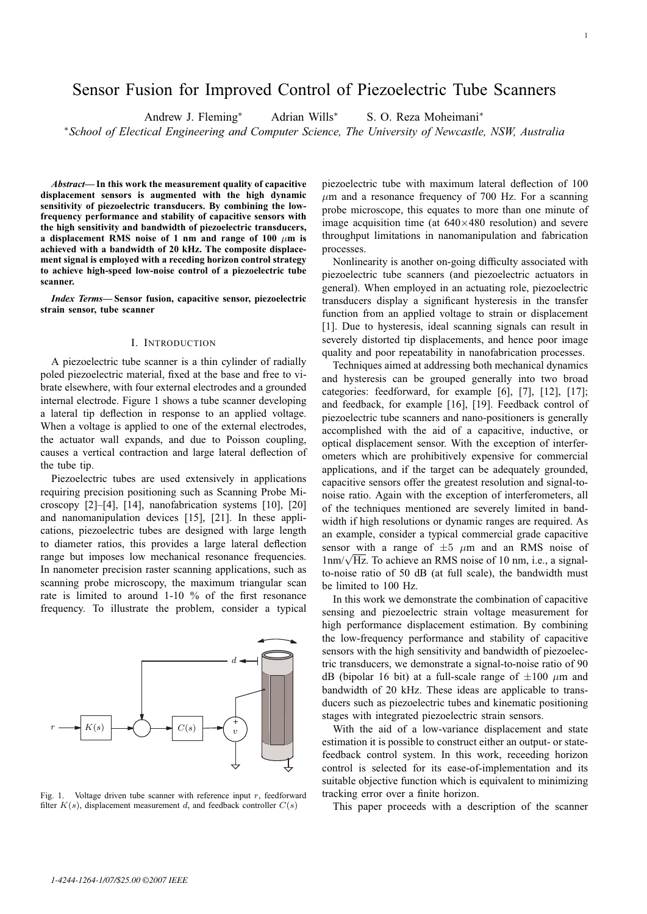# Sensor Fusion for Improved Control of Piezoelectric Tube Scanners

Andrew J. Fleming* Adrian Wills* S. O. Reza Moheimani*

*School of Electical Engineering and Computer Science, The University of Newcastle, NSW, Australia

***Abstract*— In this work the measurement quality of capacitive displacement sensors is augmented with the high dynamic sensitivity of piezoelectric transducers. By combining the low-frequency performance and stability of capacitive sensors with the high sensitivity and bandwidth of piezoelectric transducers, a displacement RMS noise of 1 nm and range of 100 $\mu$m is achieved with a bandwidth of 20 kHz. The composite displacement signal is employed with a receding horizon control strategy to achieve high-speed low-noise control of a piezoelectric tube scanner.**

***Index Terms*— Sensor fusion, capacitive sensor, piezoelectric strain sensor, tube scanner**

## I. Introduction

A piezoelectric tube scanner is a thin cylinder of radially poled piezoelectric material, fixed at the base and free to vibrate elsewhere, with four external electrodes and a grounded internal electrode. Figure 1 shows a tube scanner developing a lateral tip deflection in response to an applied voltage. When a voltage is applied to one of the external electrodes, the actuator wall expands, and due to Poisson coupling, causes a vertical contraction and large lateral deflection of the tube tip.

Piezoelectric tubes are used extensively in applications requiring precision positioning such as Scanning Probe Microscopy [2]–[4], [14], nanofabrication systems [10], [20] and nanomanipulation devices [15], [21]. In these applications, piezoelectric tubes are designed with large length to diameter ratios, this provides a large lateral deflection range but imposes low mechanical resonance frequencies. In nanometer precision raster scanning applications, such as scanning probe microscopy, the maximum triangular scan rate is limited to around 1-10 % of the first resonance frequency. To illustrate the problem, consider a typical piezoelectric tube with maximum lateral deflection of 100 $\mu$m and a resonance frequency of 700 Hz. For a scanning probe microscope, this equates to more than one minute of image acquisition time (at 640×480 resolution) and severe throughput limitations in nanomanipulation and fabrication processes.

Fig. 1. Voltage driven tube scanner with reference input $r$, feedforward filter $K(s)$, displacement measurement $d$, and feedback controller $C(s)$

Nonlinearity is another on-going difficulty associated with piezoelectric tube scanners (and piezoelectric actuators in general). When employed in an actuating role, piezoelectric transducers display a significant hysteresis in the transfer function from an applied voltage to strain or displacement [1]. Due to hysteresis, ideal scanning signals can result in severely distorted tip displacements, and hence poor image quality and poor repeatability in nanofabrication processes.

Techniques aimed at addressing both mechanical dynamics and hysteresis can be grouped generally into two broad categories: feedforward, for example [6], [7], [12], [17]; and feedback, for example [16], [19]. Feedback control of piezoelectric tube scanners and nano-positioners is generally accomplished with the aid of a capacitive, inductive, or optical displacement sensor. With the exception of interferometers which are prohibitively expensive for commercial applications, and if the target can be adequately grounded, capacitive sensors offer the greatest resolution and signal-to-noise ratio. Again with the exception of interferometers, all of the techniques mentioned are severely limited in bandwidth if high resolutions or dynamic ranges are required. As an example, consider a typical commercial grade capacitive sensor with a range of $\pm 5$ $\mu$m and an RMS noise of $1\text{nm}/\sqrt{\text{Hz}}$. To achieve an RMS noise of 10 nm, i.e., a signal-to-noise ratio of 50 dB (at full scale), the bandwidth must be limited to 100 Hz.

In this work we demonstrate the combination of capacitive sensing and piezoelectric strain voltage measurement for high performance displacement estimation. By combining the low-frequency performance and stability of capacitive sensors with the high sensitivity and bandwidth of piezoelectric transducers, we demonstrate a signal-to-noise ratio of 90 dB (bipolar 16 bit) at a full-scale range of $\pm 100$ $\mu$m and bandwidth of 20 kHz. These ideas are applicable to transducers such as piezoelectric tubes and kinematic positioning stages with integrated piezoelectric strain sensors.

With the aid of a low-variance displacement and state estimation it is possible to construct either an output- or state-feedback control system. In this work, receeding horizon control is selected for its ease-of-implementation and its suitable objective function which is equivalent to minimizing tracking error over a finite horizon.

This paper proceeds with a description of the scanner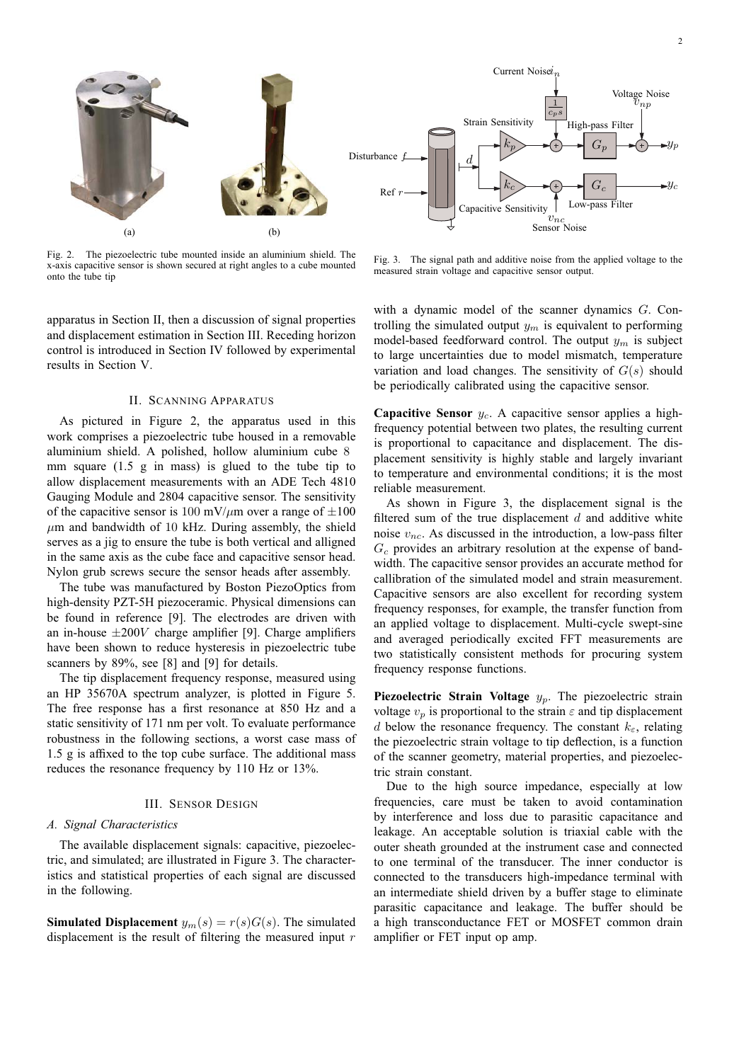Fig. 2. The piezoelectric tube mounted inside an aluminium shield. The x-axis capacitive sensor is shown secured at right angles to a cube mounted onto the tube tip

Fig. 3. The signal path and additive noise from the applied voltage to the measured strain voltage and capacitive sensor output.

apparatus in Section II, then a discussion of signal properties and displacement estimation in Section III. Receding horizon control is introduced in Section IV followed by experimental results in Section V.

## II. Scanning Apparatus

As pictured in Figure 2, the apparatus used in this work comprises a piezoelectric tube housed in a removable aluminium shield. A polished, hollow aluminium cube 8 mm square (1.5 g in mass) is glued to the tube tip to allow displacement measurements with an ADE Tech 4810 Gauging Module and 2804 capacitive sensor. The sensitivity of the capacitive sensor is 100 mV/$\mu$m over a range of $\pm 100$ $\mu$m and bandwidth of 10 kHz. During assembly, the shield serves as a jig to ensure the tube is both vertical and alligned in the same axis as the cube face and capacitive sensor head. Nylon grub screws secure the sensor heads after assembly.

The tube was manufactured by Boston PiezoOptics from high-density PZT-5H piezoceramic. Physical dimensions can be found in reference [9]. The electrodes are driven with an in-house $\pm 200V$ charge amplifier [9]. Charge amplifiers have been shown to reduce hysteresis in piezoelectric tube scanners by 89%, see [8] and [9] for details.

The tip displacement frequency response, measured using an HP 35670A spectrum analyzer, is plotted in Figure 5. The free response has a first resonance at 850 Hz and a static sensitivity of 171 nm per volt. To evaluate performance robustness in the following sections, a worst case mass of 1.5 g is affixed to the top cube surface. The additional mass reduces the resonance frequency by 110 Hz or 13%.

## III. Sensor Design

### A. Signal Characteristics

The available displacement signals: capacitive, piezoelectric, and simulated; are illustrated in Figure 3. The characteristics and statistical properties of each signal are discussed in the following.

**Simulated Displacement** $y_m(s) = r(s)G(s)$. The simulated displacement is the result of filtering the measured input $r$ with a dynamic model of the scanner dynamics $G$. Controlling the simulated output $y_m$ is equivalent to performing model-based feedforward control. The output $y_m$ is subject to large uncertainties due to model mismatch, temperature variation and load changes. The sensitivity of $G(s)$ should be periodically calibrated using the capacitive sensor.

**Capacitive Sensor** $y_c$. A capacitive sensor applies a high-frequency potential between two plates, the resulting current is proportional to capacitance and displacement. The displacement sensitivity is highly stable and largely invariant to temperature and environmental conditions; it is the most reliable measurement.

As shown in Figure 3, the displacement signal is the filtered sum of the true displacement $d$ and additive white noise $v_{nc}$. As discussed in the introduction, a low-pass filter $G_c$ provides an arbitrary resolution at the expense of bandwidth. The capacitive sensor provides an accurate method for callibration of the simulated model and strain measurement. Capacitive sensors are also excellent for recording system frequency responses, for example, the transfer function from an applied voltage to displacement. Multi-cycle swept-sine and averaged periodically excited FFT measurements are two statistically consistent methods for procuring system frequency response functions.

**Piezoelectric Strain Voltage** $y_p$. The piezoelectric strain voltage $v_p$ is proportional to the strain $\varepsilon$ and tip displacement $d$ below the resonance frequency. The constant $k_\varepsilon$, relating the piezoelectric strain voltage to tip deflection, is a function of the scanner geometry, material properties, and piezoelectric strain constant.

Due to the high source impedance, especially at low frequencies, care must be taken to avoid contamination by interference and loss due to parasitic capacitance and leakage. An acceptable solution is triaxial cable with the outer sheath grounded at the instrument case and connected to one terminal of the transducer. The inner conductor is connected to the transducers high-impedance terminal with an intermediate shield driven by a buffer stage to eliminate parasitic capacitance and leakage. The buffer should be a high transconductance FET or MOSFET common drain amplifier or FET input op amp.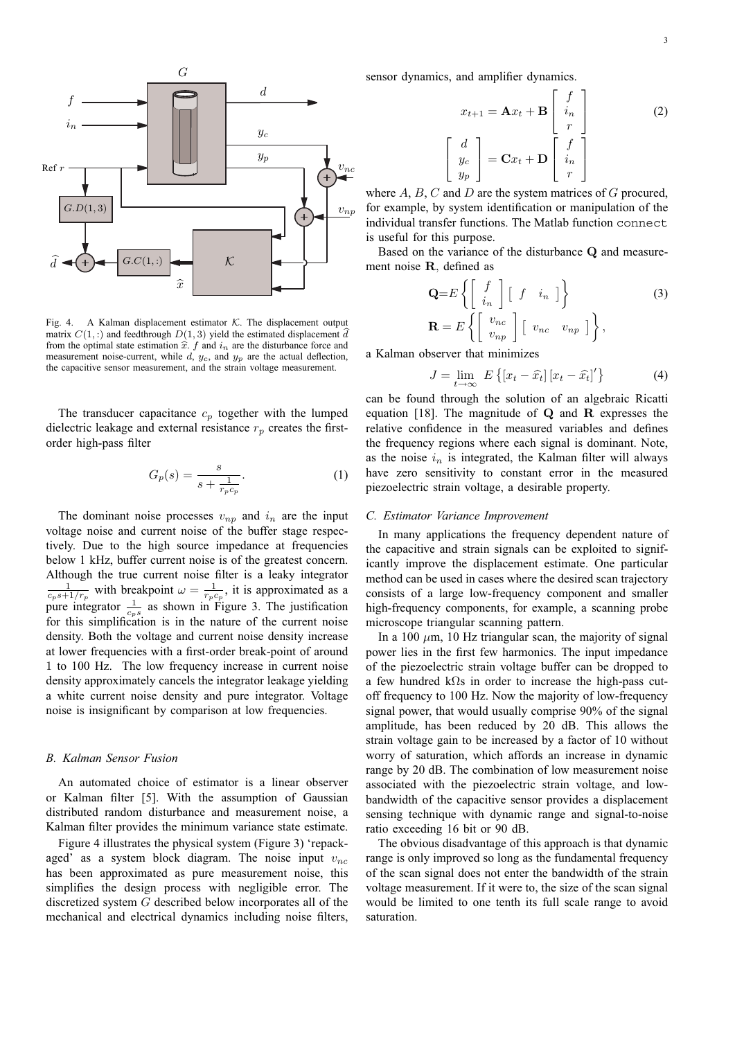Fig. 4. A Kalman displacement estimator $\mathcal{K}$. The displacement output matrix $C(1,:)$ and feedthrough $D(1,3)$ yield the estimated displacement $\widehat{d}$ from the optimal state estimation $\widehat{x}$. $f$ and $i_n$ are the disturbance force and measurement noise-current, while $d$, $y_c$, and $y_p$ are the actual deflection, the capacitive sensor measurement, and the strain voltage measurement.

The transducer capacitance $c_p$ together with the lumped dielectric leakage and external resistance $r_p$ creates the first-order high-pass filter

$$G_p(s) = \frac{s}{s + \frac{1}{r_p c_p}}. \tag{1}$$

The dominant noise processes $v_{np}$ and $i_n$ are the input voltage noise and current noise of the buffer stage respectively. Due to the high source impedance at frequencies below 1 kHz, buffer current noise is of the greatest concern. Although the true current noise filter is a leaky integrator $\frac{1}{c_p s + 1/r_p}$ with breakpoint $\omega = \frac{1}{r_p c_p}$, it is approximated as a pure integrator $\frac{1}{c_p s}$ as shown in Figure 3. The justification for this simplification is in the nature of the current noise density. Both the voltage and current noise density increase at lower frequencies with a first-order break-point of around 1 to 100 Hz. The low frequency increase in current noise density approximately cancels the integrator leakage yielding a white current noise density and pure integrator. Voltage noise is insignificant by comparison at low frequencies.

### B. Kalman Sensor Fusion

An automated choice of estimator is a linear observer or Kalman filter [5]. With the assumption of Gaussian distributed random disturbance and measurement noise, a Kalman filter provides the minimum variance state estimate.

Figure 4 illustrates the physical system (Figure 3) 'repackaged' as a system block diagram. The noise input $v_{nc}$ has been approximated as pure measurement noise, this simplifies the design process with negligible error. The discretized system $G$ described below incorporates all of the mechanical and electrical dynamics including noise filters, sensor dynamics, and amplifier dynamics.

$$x_{t+1} = \mathbf{A}x_t + \mathbf{B}\begin{bmatrix} f \\ i_n \\ r \end{bmatrix} \tag{2}$$

$$\begin{bmatrix} d \\ y_c \\ y_p \end{bmatrix} = \mathbf{C}x_t + \mathbf{D}\begin{bmatrix} f \\ i_n \\ r \end{bmatrix}$$

where $A$, $B$, $C$ and $D$ are the system matrices of $G$ procured, for example, by system identification or manipulation of the individual transfer functions. The Matlab function `connect` is useful for this purpose.

Based on the variance of the disturbance $\mathbf{Q}$ and measurement noise $\mathbf{R}$, defined as

$$\mathbf{Q} = E\left\{\begin{bmatrix} f \\ i_n \end{bmatrix}\begin{bmatrix} f & i_n \end{bmatrix}\right\} \tag{3}$$

$$\mathbf{R} = E\left\{\begin{bmatrix} v_{nc} \\ v_{np} \end{bmatrix}\begin{bmatrix} v_{nc} & v_{np} \end{bmatrix}\right\},$$

a Kalman observer that minimizes

$$J = \lim_{t\to\infty} E\left\{[x_t - \widehat{x}_t][x_t - \widehat{x}_t]'\right\} \tag{4}$$

can be found through the solution of an algebraic Ricatti equation [18]. The magnitude of $\mathbf{Q}$ and $\mathbf{R}$ expresses the relative confidence in the measured variables and defines the frequency regions where each signal is dominant. Note, as the noise $i_n$ is integrated, the Kalman filter will always have zero sensitivity to constant error in the measured piezoelectric strain voltage, a desirable property.

### C. Estimator Variance Improvement

In many applications the frequency dependent nature of the capacitive and strain signals can be exploited to significantly improve the displacement estimate. One particular method can be used in cases where the desired scan trajectory consists of a large low-frequency component and smaller high-frequency components, for example, a scanning probe microscope triangular scanning pattern.

In a 100 $\mu$m, 10 Hz triangular scan, the majority of signal power lies in the first few harmonics. The input impedance of the piezoelectric strain voltage buffer can be dropped to a few hundred k$\Omega$s in order to increase the high-pass cut-off frequency to 100 Hz. Now the majority of low-frequency signal power, that would usually comprise 90% of the signal amplitude, has been reduced by 20 dB. This allows the strain voltage gain to be increased by a factor of 10 without worry of saturation, which affords an increase in dynamic range by 20 dB. The combination of low measurement noise associated with the piezoelectric strain voltage, and low-bandwidth of the capacitive sensor provides a displacement sensing technique with dynamic range and signal-to-noise ratio exceeding 16 bit or 90 dB.

The obvious disadvantage of this approach is that dynamic range is only improved so long as the fundamental frequency of the scan signal does not enter the bandwidth of the strain voltage measurement. If it were to, the size of the scan signal would be limited to one tenth its full scale range to avoid saturation.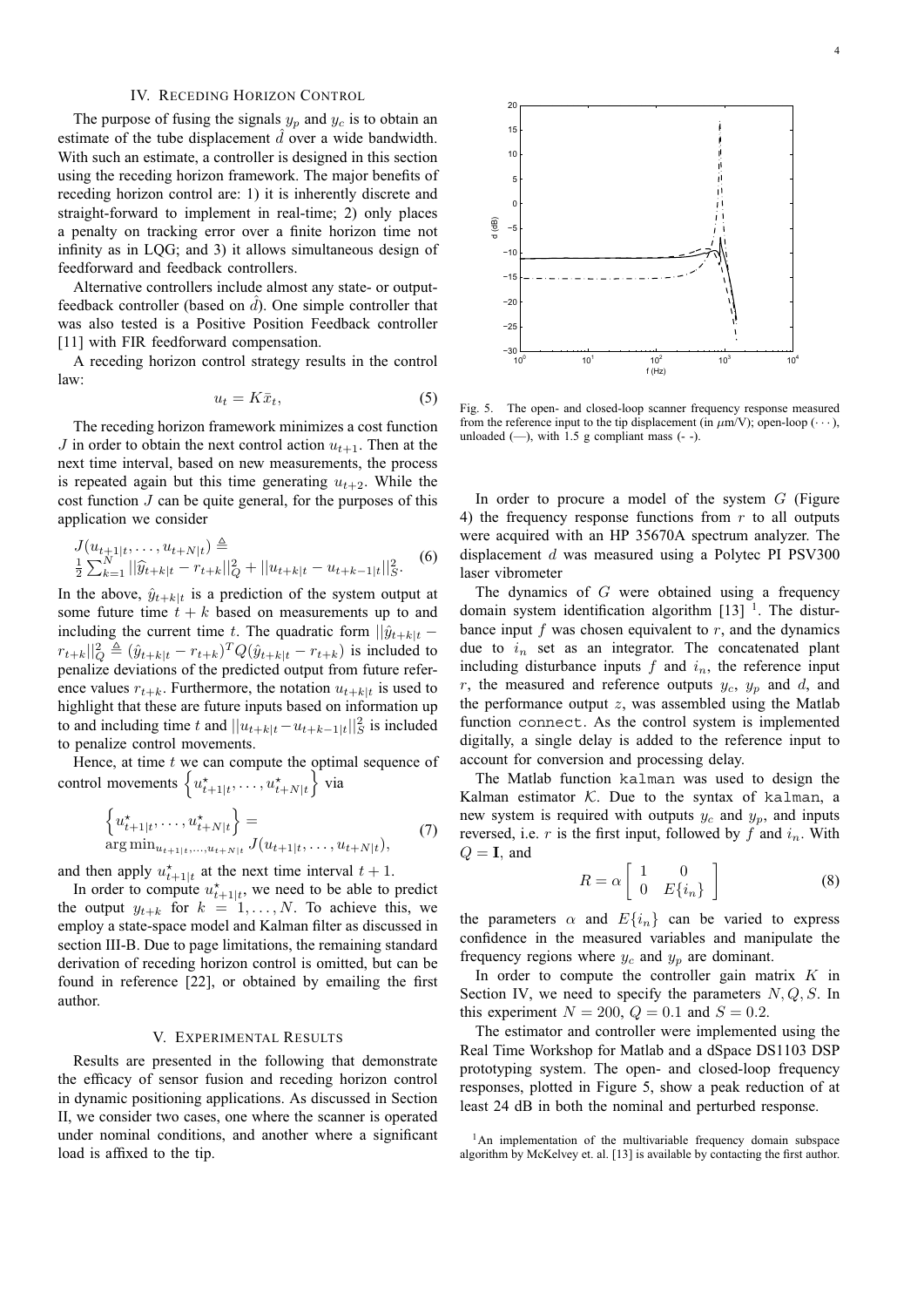## IV. Receding Horizon Control

The purpose of fusing the signals $y_p$ and $y_c$ is to obtain an estimate of the tube displacement $\hat{d}$ over a wide bandwidth. With such an estimate, a controller is designed in this section using the receding horizon framework. The major benefits of receding horizon control are: 1) it is inherently discrete and straight-forward to implement in real-time; 2) only places a penalty on tracking error over a finite horizon time not infinity as in LQG; and 3) it allows simultaneous design of feedforward and feedback controllers.

Alternative controllers include almost any state- or output-feedback controller (based on $\hat{d}$). One simple controller that was also tested is a Positive Position Feedback controller [11] with FIR feedforward compensation.

A receding horizon control strategy results in the control law:

$$u_t = K\bar{x}_t, \tag{5}$$

The receding horizon framework minimizes a cost function $J$ in order to obtain the next control action $u_{t+1}$. Then at the next time interval, based on new measurements, the process is repeated again but this time generating $u_{t+2}$. While the cost function $J$ can be quite general, for the purposes of this application we consider

$$J(u_{t+1|t}, \ldots, u_{t+N|t}) \triangleq \frac{1}{2}\sum_{k=1}^{N} ||\hat{y}_{t+k|t} - r_{t+k}||_Q^2 + ||u_{t+k|t} - u_{t+k-1|t}||_S^2. \tag{6}$$

In the above, $\hat{y}_{t+k|t}$ is a prediction of the system output at some future time $t+k$ based on measurements up to and including the current time $t$. The quadratic form $||\hat{y}_{t+k|t} - r_{t+k}||_Q^2 \triangleq (\hat{y}_{t+k|t} - r_{t+k})^T Q(\hat{y}_{t+k|t} - r_{t+k})$ is included to penalize deviations of the predicted output from future reference values $r_{t+k}$. Furthermore, the notation $u_{t+k|t}$ is used to highlight that these are future inputs based on information up to and including time $t$ and $||u_{t+k|t} - u_{t+k-1|t}||_S^2$ is included to penalize control movements.

Hence, at time $t$ we can compute the optimal sequence of control movements $\left\{u^\star_{t+1|t}, \ldots, u^\star_{t+N|t}\right\}$ via

$$\left\{u^\star_{t+1|t}, \ldots, u^\star_{t+N|t}\right\} = \arg\min_{u_{t+1|t},\ldots,u_{t+N|t}} J(u_{t+1|t}, \ldots, u_{t+N|t}), \tag{7}$$

and then apply $u^\star_{t+1|t}$ at the next time interval $t+1$.

In order to compute $u^\star_{t+1|t}$, we need to be able to predict the output $y_{t+k}$ for $k = 1, \ldots, N$. To achieve this, we employ a state-space model and Kalman filter as discussed in section III-B. Due to page limitations, the remaining standard derivation of receding horizon control is omitted, but can be found in reference [22], or obtained by emailing the first author.

## V. Experimental Results

Results are presented in the following that demonstrate the efficacy of sensor fusion and receding horizon control in dynamic positioning applications. As discussed in Section II, we consider two cases, one where the scanner is operated under nominal conditions, and another where a significant load is affixed to the tip.

Fig. 5. The open- and closed-loop scanner frequency response measured from the reference input to the tip displacement (in $\mu$m/V); open-loop (· · ·), unloaded (—), with 1.5 g compliant mass (- -).

In order to procure a model of the system $G$ (Figure 4) the frequency response functions from $r$ to all outputs were acquired with an HP 35670A spectrum analyzer. The displacement $d$ was measured using a Polytec PI PSV300 laser vibrometer

The dynamics of $G$ were obtained using a frequency domain system identification algorithm [13] [1]. The disturbance input $f$ was chosen equivalent to $r$, and the dynamics due to $i_n$ set as an integrator. The concatenated plant including disturbance inputs $f$ and $i_n$, the reference input $r$, the measured and reference outputs $y_c$, $y_p$ and $d$, and the performance output $z$, was assembled using the Matlab function `connect`. As the control system is implemented digitally, a single delay is added to the reference input to account for conversion and processing delay.

The Matlab function `kalman` was used to design the Kalman estimator $\mathcal{K}$. Due to the syntax of `kalman`, a new system is required with outputs $y_c$ and $y_p$, and inputs reversed, i.e. $r$ is the first input, followed by $f$ and $i_n$. With $Q = \mathbf{I}$, and

$$R = \alpha \begin{bmatrix} 1 & 0 \\ 0 & E\{i_n\} \end{bmatrix} \tag{8}$$

the parameters $\alpha$ and $E\{i_n\}$ can be varied to express confidence in the measured variables and manipulate the frequency regions where $y_c$ and $y_p$ are dominant.

In order to compute the controller gain matrix $K$ in Section IV, we need to specify the parameters $N, Q, S$. In this experiment $N = 200$, $Q = 0.1$ and $S = 0.2$.

The estimator and controller were implemented using the Real Time Workshop for Matlab and a dSpace DS1103 DSP prototyping system. The open- and closed-loop frequency responses, plotted in Figure 5, show a peak reduction of at least 24 dB in both the nominal and perturbed response.

[1] An implementation of the multivariable frequency domain subspace algorithm by McKelvey et. al. [13] is available by contacting the first author.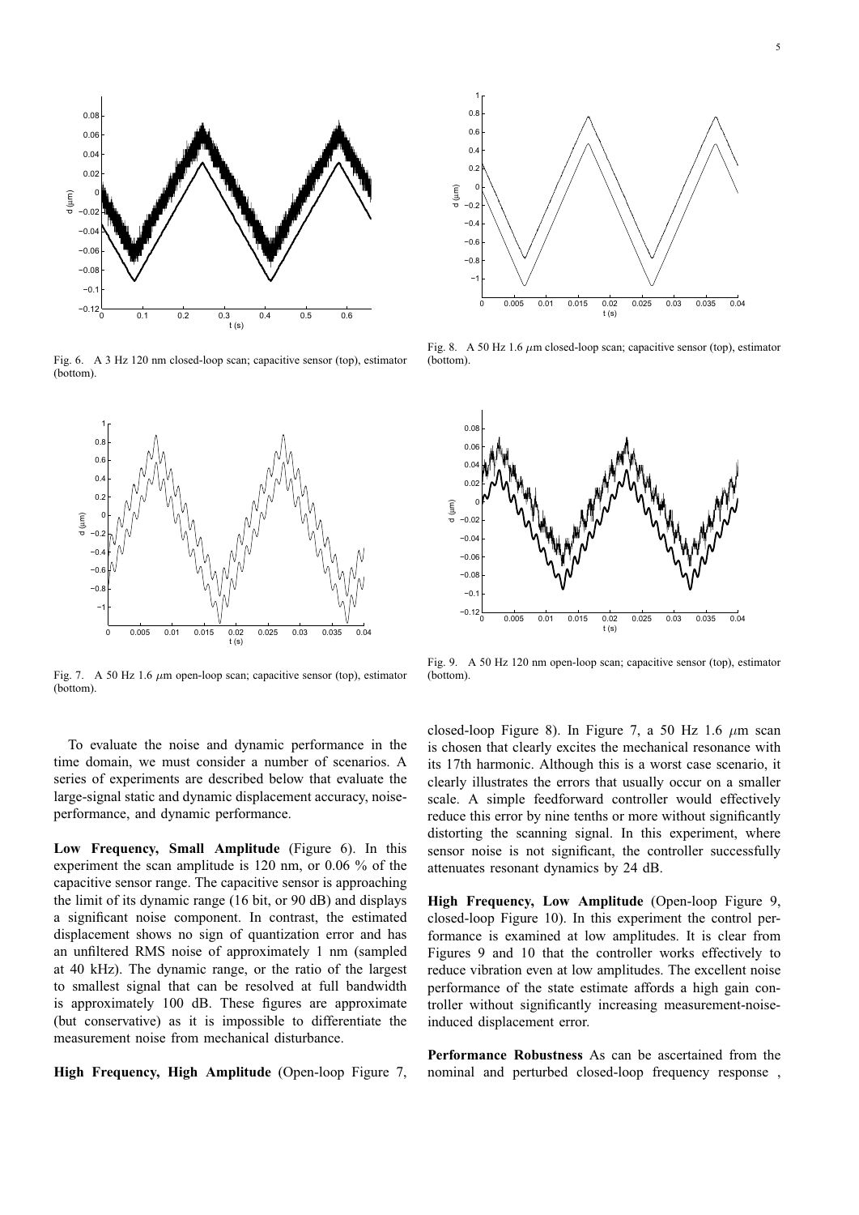Fig. 6. A 3 Hz 120 nm closed-loop scan; capacitive sensor (top), estimator (bottom).

Fig. 8. A 50 Hz 1.6 $\mu$m closed-loop scan; capacitive sensor (top), estimator (bottom).

Fig. 7. A 50 Hz 1.6 $\mu$m open-loop scan; capacitive sensor (top), estimator (bottom).

Fig. 9. A 50 Hz 120 nm open-loop scan; capacitive sensor (top), estimator (bottom).

To evaluate the noise and dynamic performance in the time domain, we must consider a number of scenarios. A series of experiments are described below that evaluate the large-signal static and dynamic displacement accuracy, noise-performance, and dynamic performance.

**Low Frequency, Small Amplitude** (Figure 6). In this experiment the scan amplitude is 120 nm, or 0.06 % of the capacitive sensor range. The capacitive sensor is approaching the limit of its dynamic range (16 bit, or 90 dB) and displays a significant noise component. In contrast, the estimated displacement shows no sign of quantization error and has an unfiltered RMS noise of approximately 1 nm (sampled at 40 kHz). The dynamic range, or the ratio of the largest to smallest signal that can be resolved at full bandwidth is approximately 100 dB. These figures are approximate (but conservative) as it is impossible to differentiate the measurement noise from mechanical disturbance.

**High Frequency, High Amplitude** (Open-loop Figure 7, closed-loop Figure 8). In Figure 7, a 50 Hz 1.6 $\mu$m scan is chosen that clearly excites the mechanical resonance with its 17th harmonic. Although this is a worst case scenario, it clearly illustrates the errors that usually occur on a smaller scale. A simple feedforward controller would effectively reduce this error by nine tenths or more without significantly distorting the scanning signal. In this experiment, where sensor noise is not significant, the controller successfully attenuates resonant dynamics by 24 dB.

**High Frequency, Low Amplitude** (Open-loop Figure 9, closed-loop Figure 10). In this experiment the control performance is examined at low amplitudes. It is clear from Figures 9 and 10 that the controller works effectively to reduce vibration even at low amplitudes. The excellent noise performance of the state estimate affords a high gain controller without significantly increasing measurement-noise-induced displacement error.

**Performance Robustness** As can be ascertained from the nominal and perturbed closed-loop frequency response ,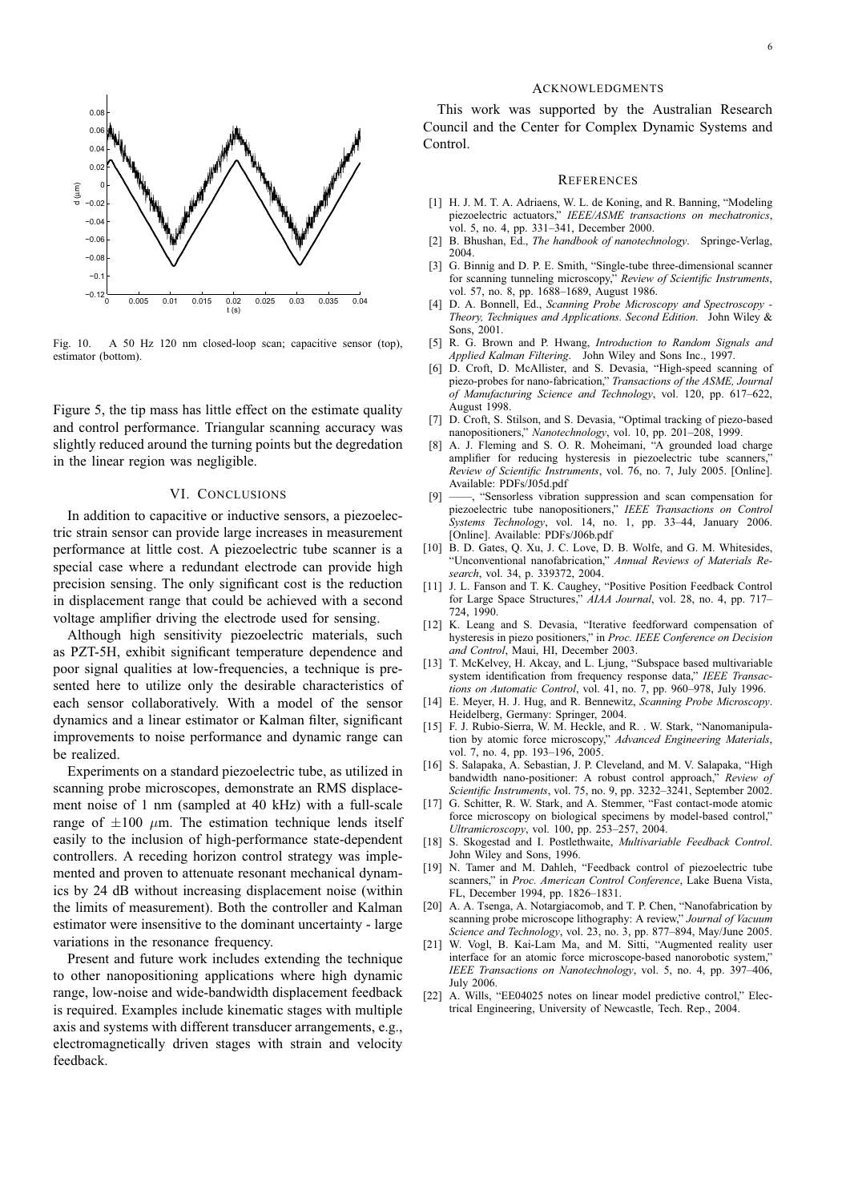0.08
0.06
0.04
0.02
0
−0.02
−0.04
−0.06
−0.08
−0.1
−0.12
d (μm)
0 0.005 0.01 0.015 0.02 0.025 0.03 0.035 0.04
t (s)

Fig. 10. A 50 Hz 120 nm closed-loop scan; capacitive sensor (top), estimator (bottom).

Figure 5, the tip mass has little effect on the estimate quality and control performance. Triangular scanning accuracy was slightly reduced around the turning points but the degradation in the linear region was negligible.

## VI. CONCLUSIONS

In addition to capacitive or inductive sensors, a piezoelectric strain sensor can provide large increases in measurement performance at little cost. A piezoelectric tube scanner is a special case where a redundant electrode can provide high precision sensing. The only significant cost is the reduction in displacement range that could be achieved with a second voltage amplifier driving the electrode used for sensing.

Although high sensitivity piezoelectric materials, such as PZT-5H, exhibit significant temperature dependence and poor signal qualities at low-frequencies, a technique is presented here to utilize only the desirable characteristics of each sensor collaboratively. With a model of the sensor dynamics and a linear estimator or Kalman filter, significant improvements to noise performance and dynamic range can be realized.

Experiments on a standard piezoelectric tube, as utilized in scanning probe microscopes, demonstrate an RMS displacement noise of 1 nm (sampled at 40 kHz) with a full-scale range of $\pm 100$ $\mu$m. The estimation technique lends itself easily to the inclusion of high-performance state-dependent controllers. A receding horizon control strategy was implemented and proven to attenuate resonant mechanical dynamics by 24 dB without increasing displacement noise (within the limits of measurement). Both the controller and Kalman estimator were insensitive to the dominant uncertainty - large variations in the resonance frequency.

Present and future work includes extending the technique to other nanopositioning applications where high dynamic range, low-noise and wide-bandwidth displacement feedback is required. Examples include kinematic stages with multiple axis and systems with different transducer arrangements, e.g., electromagnetically driven stages with strain and velocity feedback.

## ACKNOWLEDGMENTS

This work was supported by the Australian Research Council and the Center for Complex Dynamic Systems and Control.

## REFERENCES

[1] H. J. M. T. A. Adriaens, W. L. de Koning, and R. Banning, "Modeling piezoelectric actuators," *IEEE/ASME transactions on mechatronics*, vol. 5, no. 4, pp. 331–341, December 2000.

[2] B. Bhushan, Ed., *The handbook of nanotechnology*. Springe-Verlag, 2004.

[3] G. Binnig and D. P. E. Smith, "Single-tube three-dimensional scanner for scanning tunneling microscopy," *Review of Scientific Instruments*, vol. 57, no. 8, pp. 1688–1689, August 1986.

[4] D. A. Bonnell, Ed., *Scanning Probe Microscopy and Spectroscopy - Theory, Techniques and Applications. Second Edition*. John Wiley & Sons, 2001.

[5] R. G. Brown and P. Hwang, *Introduction to Random Signals and Applied Kalman Filtering*. John Wiley and Sons Inc., 1997.

[6] D. Croft, D. McAllister, and S. Devasia, "High-speed scanning of piezo-probes for nano-fabrication," *Transactions of the ASME, Journal of Manufacturing Science and Technology*, vol. 120, pp. 617–622, August 1998.

[7] D. Croft, S. Stilson, and S. Devasia, "Optimal tracking of piezo-based nanopositioners," *Nanotechnology*, vol. 10, pp. 201–208, 1999.

[8] A. J. Fleming and S. O. R. Moheimani, "A grounded load charge amplifier for reducing hysteresis in piezoelectric tube scanners," *Review of Scientific Instruments*, vol. 76, no. 7, July 2005. [Online]. Available: PDFs/J05d.pdf

[9] ——, "Sensorless vibration suppression and scan compensation for piezoelectric tube nanopositioners," *IEEE Transactions on Control Systems Technology*, vol. 14, no. 1, pp. 33–44, January 2006. [Online]. Available: PDFs/J06b.pdf

[10] B. D. Gates, Q. Xu, J. C. Love, D. B. Wolfe, and G. M. Whitesides, "Unconventional nanofabrication," *Annual Reviews of Materials Research*, vol. 34, p. 339372, 2004.

[11] J. L. Fanson and T. K. Caughey, "Positive Position Feedback Control for Large Space Structures," *AIAA Journal*, vol. 28, no. 4, pp. 717–724, 1990.

[12] K. Leang and S. Devasia, "Iterative feedforward compensation of hysteresis in piezo positioners," in *Proc. IEEE Conference on Decision and Control*, Maui, HI, December 2003.

[13] T. McKelvey, H. Akcay, and L. Ljung, "Subspace based multivariable system identification from frequency response data," *IEEE Transactions on Automatic Control*, vol. 41, no. 7, pp. 960–978, July 1996.

[14] E. Meyer, H. J. Hug, and R. Bennewitz, *Scanning Probe Microscopy*. Heidelberg, Germany: Springer, 2004.

[15] F. J. Rubio-Sierra, W. M. Heckle, and R. . W. Stark, "Nanomanipulation by atomic force microscopy," *Advanced Engineering Materials*, vol. 7, no. 4, pp. 193–196, 2005.

[16] S. Salapaka, A. Sebastian, J. P. Cleveland, and M. V. Salapaka, "High bandwidth nano-positioner: A robust control approach," *Review of Scientific Instruments*, vol. 75, no. 9, pp. 3232–3241, September 2002.

[17] G. Schitter, R. W. Stark, and A. Stemmer, "Fast contact-mode atomic force microscopy on biological specimens by model-based control," *Ultramicroscopy*, vol. 100, pp. 253–257, 2004.

[18] S. Skogestad and I. Postlethwaite, *Multivariable Feedback Control*. John Wiley and Sons, 1996.

[19] N. Tamer and M. Dahleh, "Feedback control of piezoelectric tube scanners," in *Proc. American Control Conference*, Lake Buena Vista, FL, December 1994, pp. 1826–1831.

[20] A. A. Tsenga, A. Notargiacomob, and T. P. Chen, "Nanofabrication by scanning probe microscope lithography: A review," *Journal of Vacuum Science and Technology*, vol. 23, no. 3, pp. 877–894, May/June 2005.

[21] W. Vogl, B. Kai-Lam Ma, and M. Sitti, "Augmented reality user interface for an atomic force microscope-based nanorobotic system," *IEEE Transactions on Nanotechnology*, vol. 5, no. 4, pp. 397–406, July 2006.

[22] A. Wills, "EE04025 notes on linear model predictive control," Electrical Engineering, University of Newcastle, Tech. Rep., 2004.